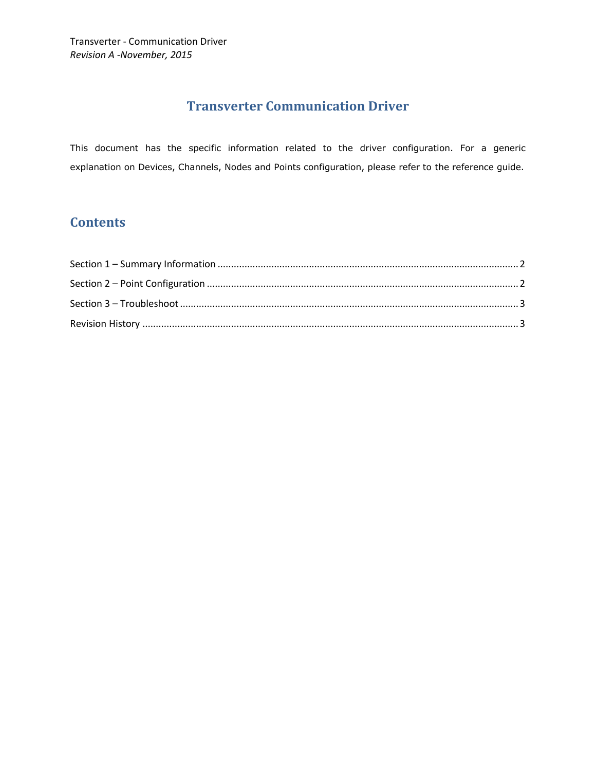Transverter - Communication Driver

*Revision A -November, 2015*

# Transverter Communication Driver

This document has the specific information related to the driver configuration. For a generic explanation on Devices, Channels, Nodes and Points configuration, please refer to the reference guide.

## Contents

Section 1 – Summary Information ............ 2

Section 2 – Point Configuration ............ 2

Section 3 – Troubleshoot ............ 3

Revision History ............ 3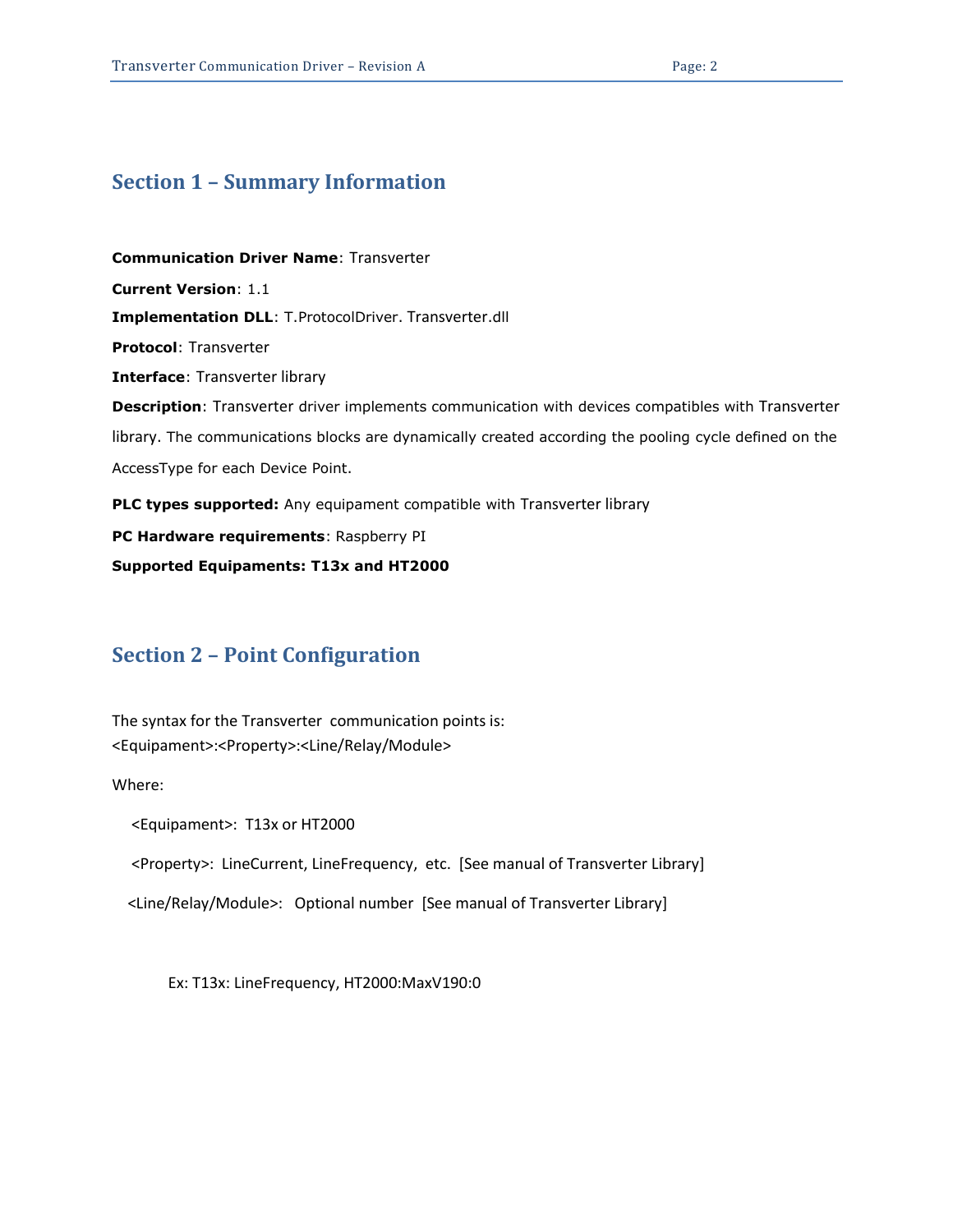## Section 1 – Summary Information

**Communication Driver Name**: Transverter

**Current Version**: 1.1

**Implementation DLL**: T.ProtocolDriver. Transverter.dll

**Protocol**: Transverter

**Interface**: Transverter library

**Description**: Transverter driver implements communication with devices compatibles with Transverter library. The communications blocks are dynamically created according the pooling cycle defined on the AccessType for each Device Point.

**PLC types supported:** Any equipament compatible with Transverter library

**PC Hardware requirements**: Raspberry PI

**Supported Equipaments: T13x and HT2000**

## Section 2 – Point Configuration

The syntax for the Transverter communication points is:
<Equipament>:<Property>:<Line/Relay/Module>

Where:

<Equipament>: T13x or HT2000

<Property>: LineCurrent, LineFrequency, etc. [See manual of Transverter Library]

<Line/Relay/Module>: Optional number [See manual of Transverter Library]

Ex: T13x: LineFrequency, HT2000:MaxV190:0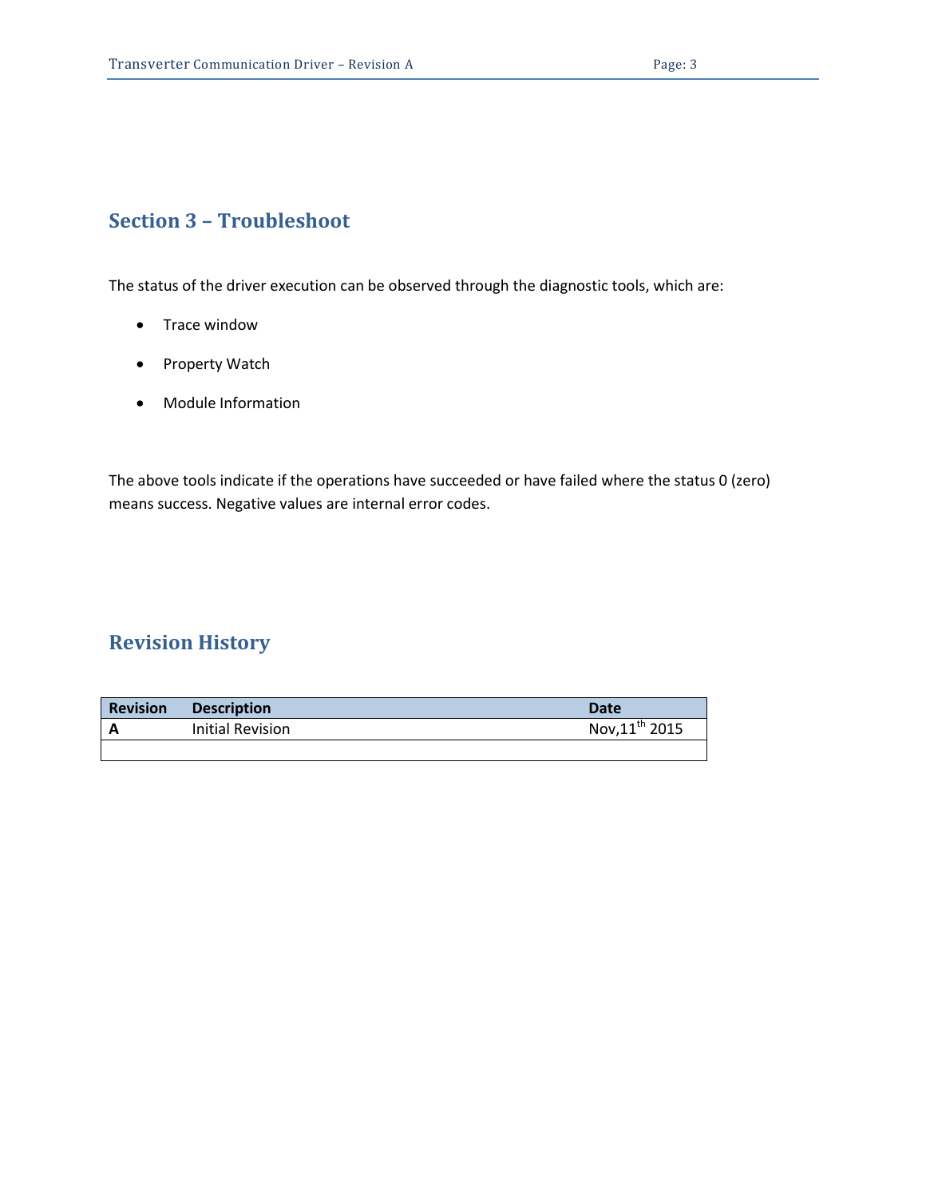## Section 3 – Troubleshoot

The status of the driver execution can be observed through the diagnostic tools, which are:

- Trace window
- Property Watch
- Module Information

The above tools indicate if the operations have succeeded or have failed where the status 0 (zero) means success. Negative values are internal error codes.

## Revision History

| Revision | Description | Date |
|---|---|---|
| **A** | Initial Revision | Nov,11th 2015 |
| | | |